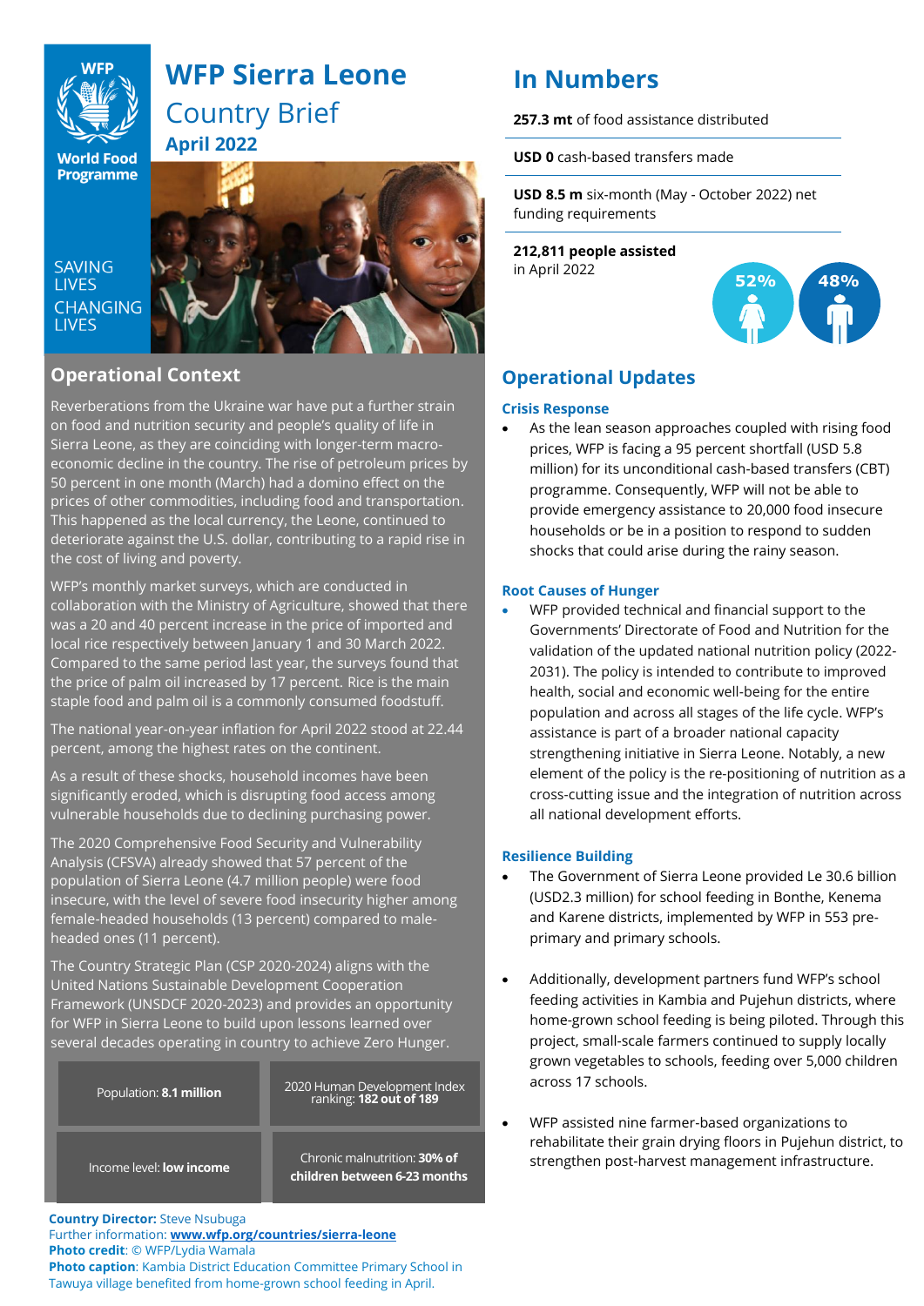# WFP Sierra Leone

## Country Brief

**April 2022**

World Food Programme

SAVING LIVES CHANGING LIVES

## Operational Context

Reverberations from the Ukraine war have put a further strain on food and nutrition security and people's quality of life in Sierra Leone, as they are coinciding with longer-term macro-economic decline in the country. The rise of petroleum prices by 50 percent in one month (March) had a domino effect on the prices of other commodities, including food and transportation. This happened as the local currency, the Leone, continued to deteriorate against the U.S. dollar, contributing to a rapid rise in the cost of living and poverty.

WFP's monthly market surveys, which are conducted in collaboration with the Ministry of Agriculture, showed that there was a 20 and 40 percent increase in the price of imported and local rice respectively between January 1 and 30 March 2022. Compared to the same period last year, the surveys found that the price of palm oil increased by 17 percent. Rice is the main staple food and palm oil is a commonly consumed foodstuff.

The national year-on-year inflation for April 2022 stood at 22.44 percent, among the highest rates on the continent.

As a result of these shocks, household incomes have been significantly eroded, which is disrupting food access among vulnerable households due to declining purchasing power.

The 2020 Comprehensive Food Security and Vulnerability Analysis (CFSVA) already showed that 57 percent of the population of Sierra Leone (4.7 million people) were food insecure, with the level of severe food insecurity higher among female-headed households (13 percent) compared to male-headed ones (11 percent).

The Country Strategic Plan (CSP 2020-2024) aligns with the United Nations Sustainable Development Cooperation Framework (UNSDCF 2020-2023) and provides an opportunity for WFP in Sierra Leone to build upon lessons learned over several decades operating in country to achieve Zero Hunger.

| | |
|---|---|
| Population: **8.1 million** | 2020 Human Development Index ranking: **182 out of 189** |
| Income level: **low income** | Chronic malnutrition: **30% of children between 6-23 months** |

**Country Director:** Steve Nsubuga
Further information: **www.wfp.org/countries/sierra-leone**
**Photo credit**: © WFP/Lydia Wamala
**Photo caption**: Kambia District Education Committee Primary School in Tawuya village benefited from home-grown school feeding in April.

## In Numbers

**257.3 mt** of food assistance distributed

**USD 0** cash-based transfers made

**USD 8.5 m** six-month (May - October 2022) net funding requirements

**212,811 people assisted** in April 2022

52%
48%

## Operational Updates

### Crisis Response

- As the lean season approaches coupled with rising food prices, WFP is facing a 95 percent shortfall (USD 5.8 million) for its unconditional cash-based transfers (CBT) programme. Consequently, WFP will not be able to provide emergency assistance to 20,000 food insecure households or be in a position to respond to sudden shocks that could arise during the rainy season.

### Root Causes of Hunger

- WFP provided technical and financial support to the Governments' Directorate of Food and Nutrition for the validation of the updated national nutrition policy (2022-2031). The policy is intended to contribute to improved health, social and economic well-being for the entire population and across all stages of the life cycle. WFP's assistance is part of a broader national capacity strengthening initiative in Sierra Leone. Notably, a new element of the policy is the re-positioning of nutrition as a cross-cutting issue and the integration of nutrition across all national development efforts.

### Resilience Building

- The Government of Sierra Leone provided Le 30.6 billion (USD2.3 million) for school feeding in Bonthe, Kenema and Karene districts, implemented by WFP in 553 pre-primary and primary schools.

- Additionally, development partners fund WFP's school feeding activities in Kambia and Pujehun districts, where home-grown school feeding is being piloted. Through this project, small-scale farmers continued to supply locally grown vegetables to schools, feeding over 5,000 children across 17 schools.

- WFP assisted nine farmer-based organizations to rehabilitate their grain drying floors in Pujehun district, to strengthen post-harvest management infrastructure.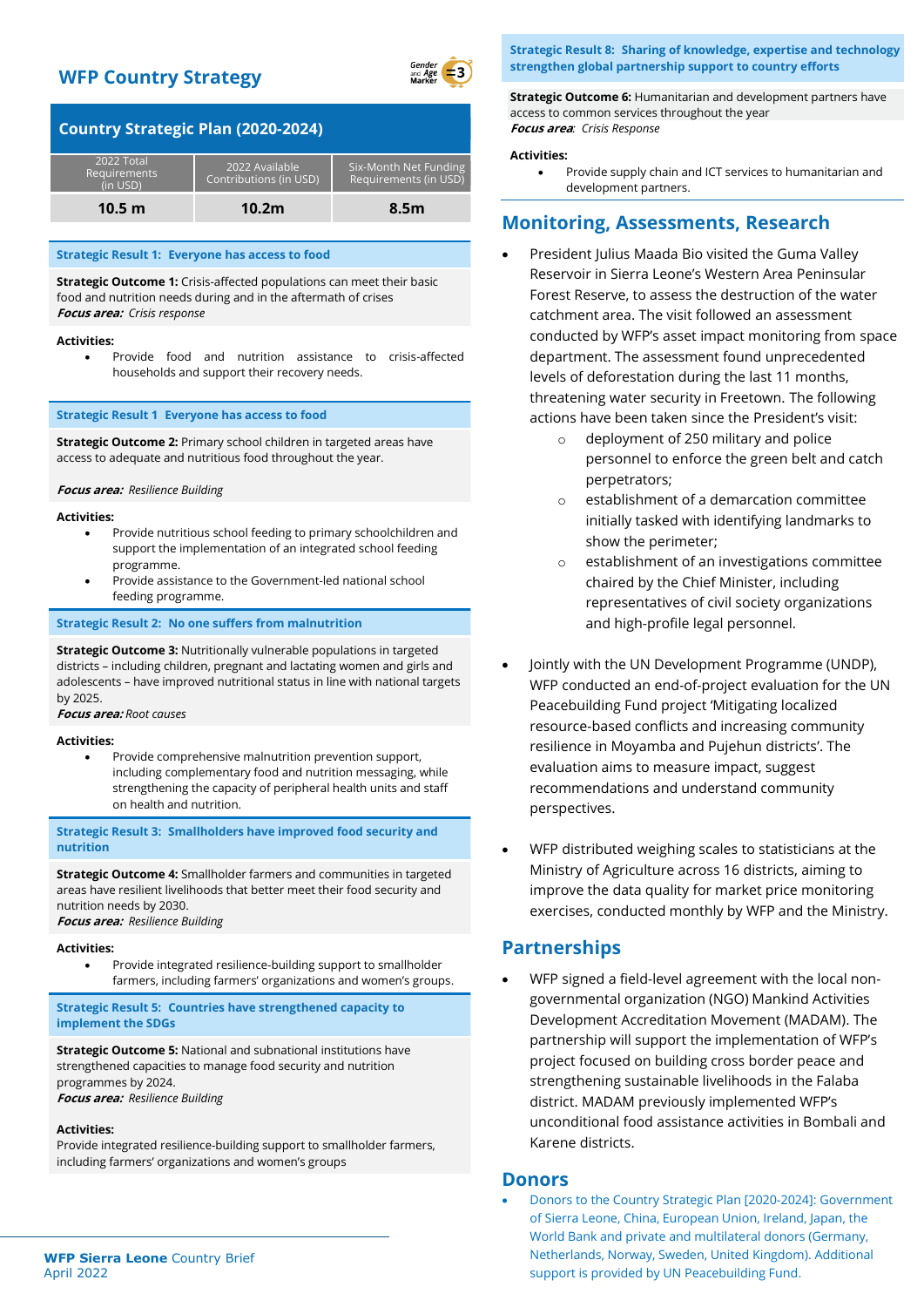## WFP Country Strategy

Gender and Age Marker =3

### Country Strategic Plan (2020-2024)

| 2022 Total Requirements (in USD) | 2022 Available Contributions (in USD) | Six-Month Net Funding Requirements (in USD) |
|---|---|---|
| 10.5 m | 10.2m | 8.5m |

**Strategic Result 1: Everyone has access to food**

**Strategic Outcome 1:** Crisis-affected populations can meet their basic food and nutrition needs during and in the aftermath of crises
***Focus area:*** *Crisis response*

**Activities:**
- Provide food and nutrition assistance to crisis-affected households and support their recovery needs.

**Strategic Result 1 Everyone has access to food**

**Strategic Outcome 2:** Primary school children in targeted areas have access to adequate and nutritious food throughout the year.

***Focus area:*** *Resilience Building*

**Activities:**
- Provide nutritious school feeding to primary schoolchildren and support the implementation of an integrated school feeding programme.
- Provide assistance to the Government-led national school feeding programme.

**Strategic Result 2: No one suffers from malnutrition**

**Strategic Outcome 3:** Nutritionally vulnerable populations in targeted districts – including children, pregnant and lactating women and girls and adolescents – have improved nutritional status in line with national targets by 2025.
***Focus area:*** *Root causes*

**Activities:**
- Provide comprehensive malnutrition prevention support, including complementary food and nutrition messaging, while strengthening the capacity of peripheral health units and staff on health and nutrition.

**Strategic Result 3: Smallholders have improved food security and nutrition**

**Strategic Outcome 4:** Smallholder farmers and communities in targeted areas have resilient livelihoods that better meet their food security and nutrition needs by 2030.
***Focus area:*** *Resilience Building*

**Activities:**
- Provide integrated resilience-building support to smallholder farmers, including farmers' organizations and women's groups.

**Strategic Result 5: Countries have strengthened capacity to implement the SDGs**

**Strategic Outcome 5:** National and subnational institutions have strengthened capacities to manage food security and nutrition programmes by 2024.
***Focus area:*** *Resilience Building*

**Activities:**
Provide integrated resilience-building support to smallholder farmers, including farmers' organizations and women's groups

**Strategic Result 8: Sharing of knowledge, expertise and technology strengthen global partnership support to country efforts**

**Strategic Outcome 6:** Humanitarian and development partners have access to common services throughout the year
***Focus area*** *Crisis Response*

**Activities:**
- Provide supply chain and ICT services to humanitarian and development partners.

## Monitoring, Assessments, Research

- President Julius Maada Bio visited the Guma Valley Reservoir in Sierra Leone's Western Area Peninsular Forest Reserve, to assess the destruction of the water catchment area. The visit followed an assessment conducted by WFP's asset impact monitoring from space department. The assessment found unprecedented levels of deforestation during the last 11 months, threatening water security in Freetown. The following actions have been taken since the President's visit:
  - deployment of 250 military and police personnel to enforce the green belt and catch perpetrators;
  - establishment of a demarcation committee initially tasked with identifying landmarks to show the perimeter;
  - establishment of an investigations committee chaired by the Chief Minister, including representatives of civil society organizations and high-profile legal personnel.
- Jointly with the UN Development Programme (UNDP), WFP conducted an end-of-project evaluation for the UN Peacebuilding Fund project 'Mitigating localized resource-based conflicts and increasing community resilience in Moyamba and Pujehun districts'. The evaluation aims to measure impact, suggest recommendations and understand community perspectives.
- WFP distributed weighing scales to statisticians at the Ministry of Agriculture across 16 districts, aiming to improve the data quality for market price monitoring exercises, conducted monthly by WFP and the Ministry.

## Partnerships

- WFP signed a field-level agreement with the local non-governmental organization (NGO) Mankind Activities Development Accreditation Movement (MADAM). The partnership will support the implementation of WFP's project focused on building cross border peace and strengthening sustainable livelihoods in the Falaba district. MADAM previously implemented WFP's unconditional food assistance activities in Bombali and Karene districts.

## Donors

- Donors to the Country Strategic Plan [2020-2024]: Government of Sierra Leone, China, European Union, Ireland, Japan, the World Bank and private and multilateral donors (Germany, Netherlands, Norway, Sweden, United Kingdom). Additional support is provided by UN Peacebuilding Fund.